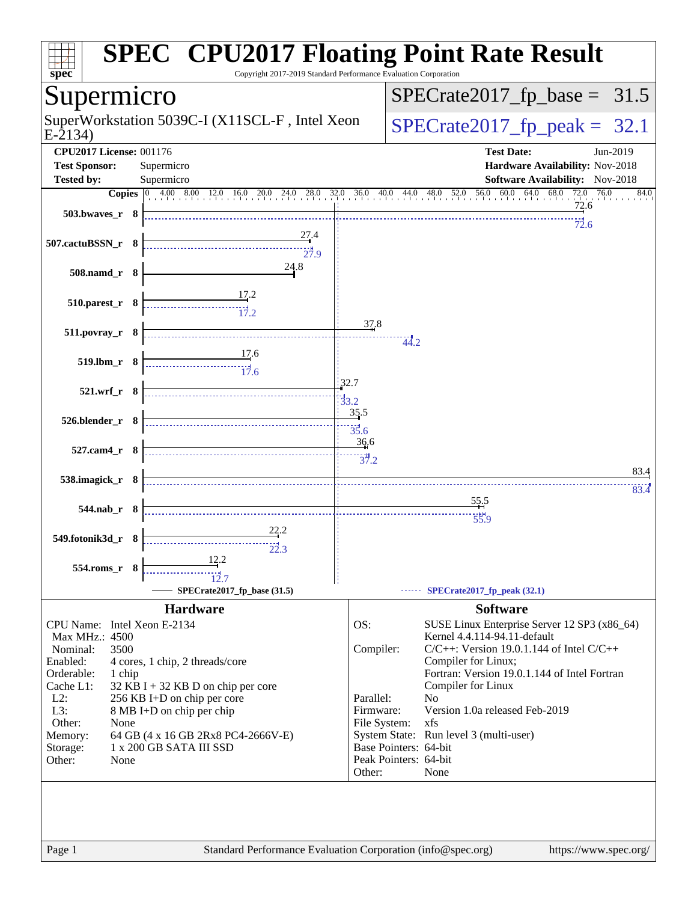# SPEC CPU2017 Floating Point Rate Result

Copyright 2017-2019 Standard Performance Evaluation Corporation

## Supermicro

SuperWorkstation 5039C-I (X11SCL-F , Intel Xeon E-2134)

SPECrate2017_fp_base = 31.5

SPECrate2017_fp_peak = 32.1

**CPU2017 License:** 001176
**Test Sponsor:** Supermicro
**Tested by:** Supermicro

**Test Date:** Jun-2019
**Hardware Availability:** Nov-2018
**Software Availability:** Nov-2018

| Benchmark | Copies | Base | Peak |
|---|---|---|---|
| 503.bwaves_r | 8 | 72.6 | 72.6 |
| 507.cactuBSSN_r | 8 | 27.4 | 27.9 |
| 508.namd_r | 8 | 24.8 | |
| 510.parest_r | 8 | 17.2 | 17.2 |
| 511.povray_r | 8 | 37.8 | 44.2 |
| 519.lbm_r | 8 | 17.6 | 17.6 |
| 521.wrf_r | 8 | 32.7 | 33.2 |
| 526.blender_r | 8 | 35.5 | 35.6 |
| 527.cam4_r | 8 | 36.6 | 37.2 |
| 538.imagick_r | 8 | 83.4 | 83.4 |
| 544.nab_r | 8 | 55.5 | 55.9 |
| 549.fotonik3d_r | 8 | 22.2 | 22.3 |
| 554.roms_r | 8 | 12.2 | 12.7 |

SPECrate2017_fp_base (31.5) — SPECrate2017_fp_peak (32.1)

### Hardware

| | |
|---|---|
| CPU Name: | Intel Xeon E-2134 |
| Max MHz.: | 4500 |
| Nominal: | 3500 |
| Enabled: | 4 cores, 1 chip, 2 threads/core |
| Orderable: | 1 chip |
| Cache L1: | 32 KB I + 32 KB D on chip per core |
| L2: | 256 KB I+D on chip per core |
| L3: | 8 MB I+D on chip per chip |
| Other: | None |
| Memory: | 64 GB (4 x 16 GB 2Rx8 PC4-2666V-E) |
| Storage: | 1 x 200 GB SATA III SSD |
| Other: | None |

### Software

| | |
|---|---|
| OS: | SUSE Linux Enterprise Server 12 SP3 (x86_64) Kernel 4.4.114-94.11-default |
| Compiler: | C/C++: Version 19.0.1.144 of Intel C/C++ Compiler for Linux; Fortran: Version 19.0.1.144 of Intel Fortran Compiler for Linux |
| Parallel: | No |
| Firmware: | Version 1.0a released Feb-2019 |
| File System: | xfs |
| System State: | Run level 3 (multi-user) |
| Base Pointers: | 64-bit |
| Peak Pointers: | 64-bit |
| Other: | None |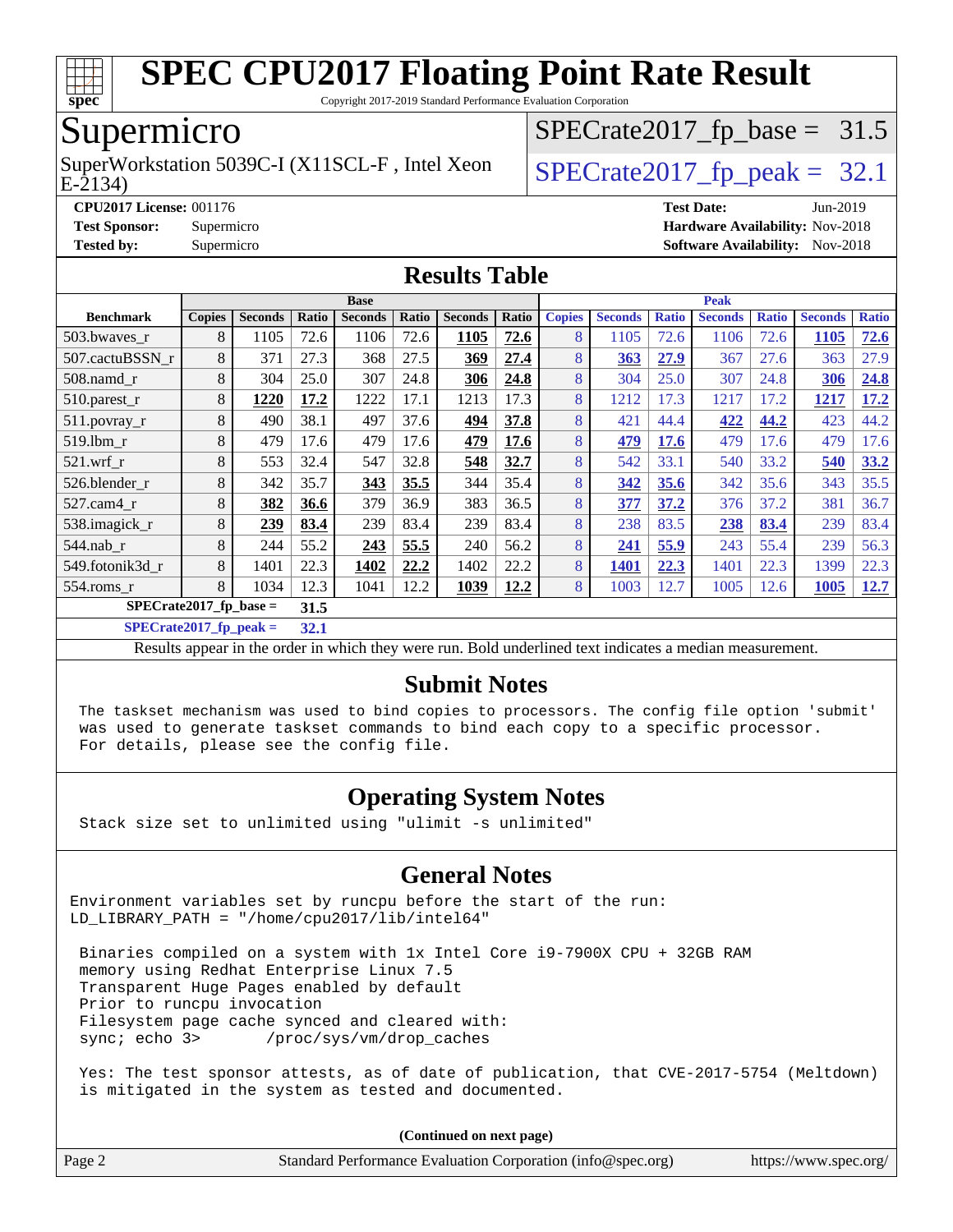# SPEC CPU2017 Floating Point Rate Result

Copyright 2017-2019 Standard Performance Evaluation Corporation

## Supermicro

SuperWorkstation 5039C-I (X11SCL-F , Intel Xeon E-2134)

SPECrate2017_fp_base = 31.5

SPECrate2017_fp_peak = 32.1

**CPU2017 License:** 001176
**Test Sponsor:** Supermicro
**Tested by:** Supermicro

**Test Date:** Jun-2019
**Hardware Availability:** Nov-2018
**Software Availability:** Nov-2018

## Results Table

| Benchmark | Base | | | | | | | Peak | | | | | | |
|---|---|---|---|---|---|---|---|---|---|---|---|---|---|---|
| | Copies | Seconds | Ratio | Seconds | Ratio | Seconds | Ratio | Copies | Seconds | Ratio | Seconds | Ratio | Seconds | Ratio |
| 503.bwaves_r | 8 | 1105 | 72.6 | 1106 | 72.6 | **1105** | **72.6** | 8 | 1105 | 72.6 | 1106 | 72.6 | **1105** | **72.6** |
| 507.cactuBSSN_r | 8 | 371 | 27.3 | 368 | 27.5 | **369** | **27.4** | 8 | **363** | **27.9** | 367 | 27.6 | 363 | 27.9 |
| 508.namd_r | 8 | 304 | 25.0 | 307 | 24.8 | **306** | **24.8** | 8 | 304 | 25.0 | 307 | 24.8 | **306** | **24.8** |
| 510.parest_r | 8 | **1220** | **17.2** | 1222 | 17.1 | 1213 | 17.3 | 8 | 1212 | 17.3 | 1217 | 17.2 | **1217** | **17.2** |
| 511.povray_r | 8 | 490 | 38.1 | 497 | 37.6 | **494** | **37.8** | 8 | 421 | 44.4 | **422** | **44.2** | 423 | 44.2 |
| 519.lbm_r | 8 | 479 | 17.6 | 479 | 17.6 | **479** | **17.6** | 8 | **479** | **17.6** | 479 | 17.6 | 479 | 17.6 |
| 521.wrf_r | 8 | 553 | 32.4 | 547 | 32.8 | **548** | **32.7** | 8 | 542 | 33.1 | 540 | 33.2 | **540** | **33.2** |
| 526.blender_r | 8 | 342 | 35.7 | **343** | **35.5** | 344 | 35.4 | 8 | **342** | **35.6** | 342 | 35.6 | 343 | 35.5 |
| 527.cam4_r | 8 | **382** | **36.6** | 379 | 36.9 | 383 | 36.5 | 8 | **377** | **37.2** | 376 | 37.2 | 381 | 36.7 |
| 538.imagick_r | 8 | **239** | **83.4** | 239 | 83.4 | 239 | 83.4 | 8 | 238 | 83.5 | **238** | **83.4** | 239 | 83.4 |
| 544.nab_r | 8 | 244 | 55.2 | **243** | **55.5** | 240 | 56.2 | 8 | **241** | **55.9** | 243 | 55.4 | 239 | 56.3 |
| 549.fotonik3d_r | 8 | 1401 | 22.3 | **1402** | **22.2** | 1402 | 22.2 | 8 | **1401** | **22.3** | 1401 | 22.3 | 1399 | 22.3 |
| 554.roms_r | 8 | 1034 | 12.3 | 1041 | 12.2 | **1039** | **12.2** | 8 | 1003 | 12.7 | 1005 | 12.6 | **1005** | **12.7** |

**SPECrate2017_fp_base = 31.5**

**SPECrate2017_fp_peak = 32.1**

Results appear in the order in which they were run. Bold underlined text indicates a median measurement.

## Submit Notes

```
The taskset mechanism was used to bind copies to processors. The config file option 'submit'
was used to generate taskset commands to bind each copy to a specific processor.
For details, please see the config file.
```

## Operating System Notes

```
Stack size set to unlimited using "ulimit -s unlimited"
```

## General Notes

```
Environment variables set by runcpu before the start of the run:
LD_LIBRARY_PATH = "/home/cpu2017/lib/intel64"

 Binaries compiled on a system with 1x Intel Core i9-7900X CPU + 32GB RAM
 memory using Redhat Enterprise Linux 7.5
 Transparent Huge Pages enabled by default
 Prior to runcpu invocation
 Filesystem page cache synced and cleared with:
 sync; echo 3>       /proc/sys/vm/drop_caches

 Yes: The test sponsor attests, as of date of publication, that CVE-2017-5754 (Meltdown)
 is mitigated in the system as tested and documented.
```

**(Continued on next page)**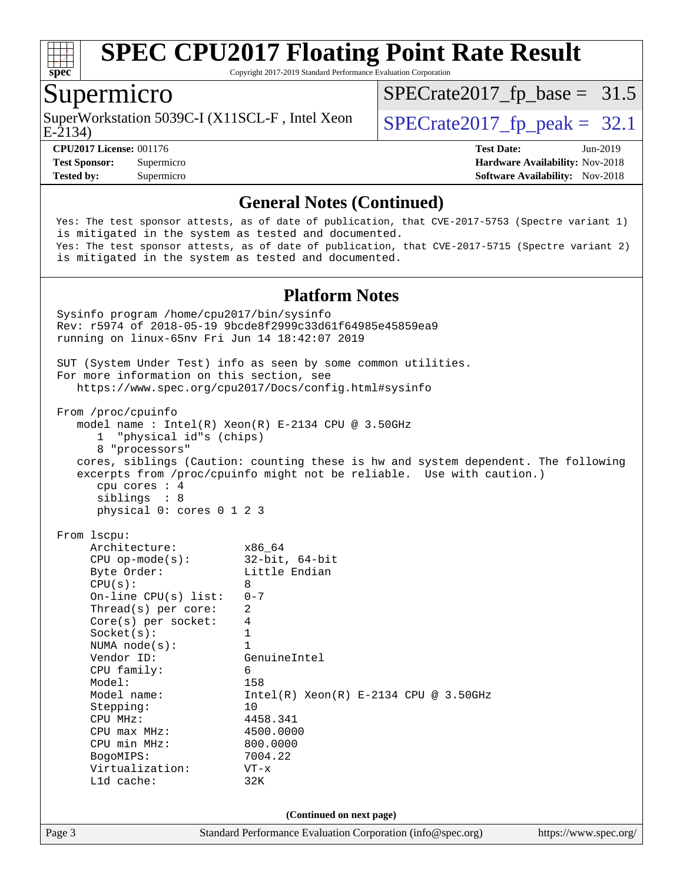# SPEC CPU2017 Floating Point Rate Result

Copyright 2017-2019 Standard Performance Evaluation Corporation

## Supermicro

SuperWorkstation 5039C-I (X11SCL-F , Intel Xeon E-2134)

SPECrate2017_fp_base = 31.5

SPECrate2017_fp_peak = 32.1

**CPU2017 License:** 001176
**Test Sponsor:** Supermicro
**Tested by:** Supermicro

**Test Date:** Jun-2019
**Hardware Availability:** Nov-2018
**Software Availability:** Nov-2018

### General Notes (Continued)

```
Yes: The test sponsor attests, as of date of publication, that CVE-2017-5753 (Spectre variant 1)
is mitigated in the system as tested and documented.
Yes: The test sponsor attests, as of date of publication, that CVE-2017-5715 (Spectre variant 2)
is mitigated in the system as tested and documented.
```

### Platform Notes

```
Sysinfo program /home/cpu2017/bin/sysinfo
Rev: r5974 of 2018-05-19 9bcde8f2999c33d61f64985e45859ea9
running on linux-65nv Fri Jun 14 18:42:07 2019

SUT (System Under Test) info as seen by some common utilities.
For more information on this section, see
   https://www.spec.org/cpu2017/Docs/config.html#sysinfo

From /proc/cpuinfo
   model name : Intel(R) Xeon(R) E-2134 CPU @ 3.50GHz
      1  "physical id"s (chips)
      8 "processors"
   cores, siblings (Caution: counting these is hw and system dependent. The following
   excerpts from /proc/cpuinfo might not be reliable.  Use with caution.)
      cpu cores : 4
      siblings  : 8
      physical 0: cores 0 1 2 3

From lscpu:
     Architecture:          x86_64
     CPU op-mode(s):        32-bit, 64-bit
     Byte Order:            Little Endian
     CPU(s):                8
     On-line CPU(s) list:   0-7
     Thread(s) per core:    2
     Core(s) per socket:    4
     Socket(s):             1
     NUMA node(s):          1
     Vendor ID:             GenuineIntel
     CPU family:            6
     Model:                 158
     Model name:            Intel(R) Xeon(R) E-2134 CPU @ 3.50GHz
     Stepping:              10
     CPU MHz:               4458.341
     CPU max MHz:           4500.0000
     CPU min MHz:           800.0000
     BogoMIPS:              7004.22
     Virtualization:        VT-x
     L1d cache:             32K
```

(Continued on next page)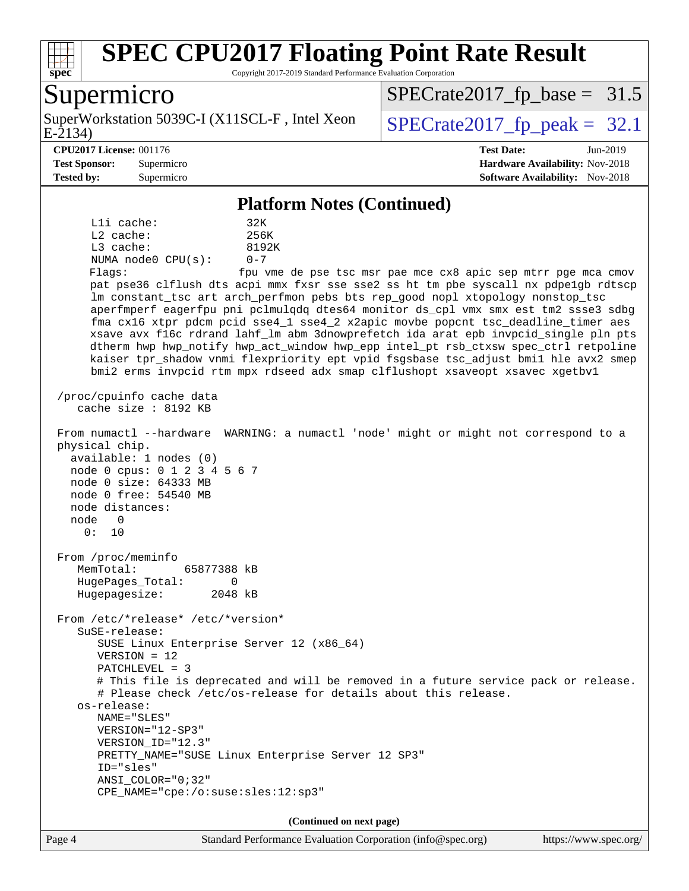# SPEC CPU2017 Floating Point Rate Result

Copyright 2017-2019 Standard Performance Evaluation Corporation

## Supermicro

SuperWorkstation 5039C-I (X11SCL-F , Intel Xeon E-2134)

SPECrate2017_fp_base = 31.5

SPECrate2017_fp_peak = 32.1

**CPU2017 License:** 001176
**Test Sponsor:** Supermicro
**Tested by:** Supermicro

**Test Date:** Jun-2019
**Hardware Availability:** Nov-2018
**Software Availability:** Nov-2018

### Platform Notes (Continued)

```
      L1i cache:              32K
      L2 cache:               256K
      L3 cache:               8192K
      NUMA node0 CPU(s):      0-7
      Flags:                  fpu vme de pse tsc msr pae mce cx8 apic sep mtrr pge mca cmov
      pat pse36 clflush dts acpi mmx fxsr sse sse2 ss ht tm pbe syscall nx pdpe1gb rdtscp
      lm constant_tsc art arch_perfmon pebs bts rep_good nopl xtopology nonstop_tsc
      aperfmperf eagerfpu pni pclmulqdq dtes64 monitor ds_cpl vmx smx est tm2 ssse3 sdbg
      fma cx16 xtpr pdcm pcid sse4_1 sse4_2 x2apic movbe popcnt tsc_deadline_timer aes
      xsave avx f16c rdrand lahf_lm abm 3dnowprefetch ida arat epb invpcid_single pln pts
      dtherm hwp hwp_notify hwp_act_window hwp_epp intel_pt rsb_ctxsw spec_ctrl retpoline
      kaiser tpr_shadow vnmi flexpriority ept vpid fsgsbase tsc_adjust bmi1 hle avx2 smep
      bmi2 erms invpcid rtm mpx rdseed adx smap clflushopt xsaveopt xsavec xgetbv1

 /proc/cpuinfo cache data
    cache size : 8192 KB

 From numactl --hardware  WARNING: a numactl 'node' might or might not correspond to a
 physical chip.
   available: 1 nodes (0)
   node 0 cpus: 0 1 2 3 4 5 6 7
   node 0 size: 64333 MB
   node 0 free: 54540 MB
   node distances:
   node   0
     0:  10

 From /proc/meminfo
    MemTotal:       65877388 kB
    HugePages_Total:       0
    Hugepagesize:       2048 kB

 From /etc/*release* /etc/*version*
    SuSE-release:
       SUSE Linux Enterprise Server 12 (x86_64)
       VERSION = 12
       PATCHLEVEL = 3
       # This file is deprecated and will be removed in a future service pack or release.
       # Please check /etc/os-release for details about this release.
    os-release:
       NAME="SLES"
       VERSION="12-SP3"
       VERSION_ID="12.3"
       PRETTY_NAME="SUSE Linux Enterprise Server 12 SP3"
       ID="sles"
       ANSI_COLOR="0;32"
       CPE_NAME="cpe:/o:suse:sles:12:sp3"
```

**(Continued on next page)**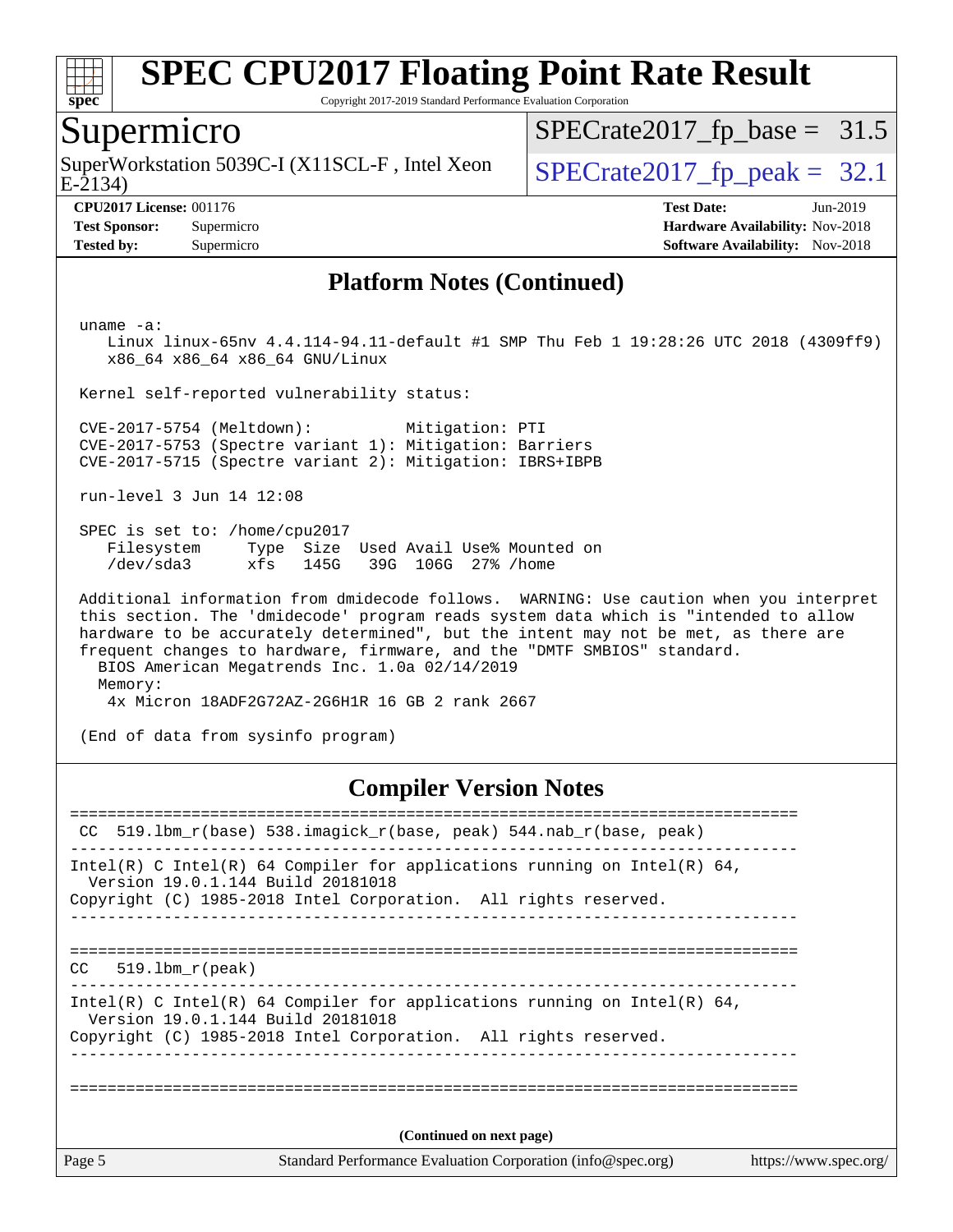# SPEC CPU2017 Floating Point Rate Result

Copyright 2017-2019 Standard Performance Evaluation Corporation

## Supermicro

SuperWorkstation 5039C-I (X11SCL-F , Intel Xeon E-2134)

SPECrate2017_fp_base = 31.5

SPECrate2017_fp_peak = 32.1

**CPU2017 License:** 001176
**Test Sponsor:** Supermicro
**Tested by:** Supermicro

**Test Date:** Jun-2019
**Hardware Availability:** Nov-2018
**Software Availability:** Nov-2018

## Platform Notes (Continued)

```
 uname -a:
    Linux linux-65nv 4.4.114-94.11-default #1 SMP Thu Feb 1 19:28:26 UTC 2018 (4309ff9)
    x86_64 x86_64 x86_64 GNU/Linux

 Kernel self-reported vulnerability status:

 CVE-2017-5754 (Meltdown):          Mitigation: PTI
 CVE-2017-5753 (Spectre variant 1): Mitigation: Barriers
 CVE-2017-5715 (Spectre variant 2): Mitigation: IBRS+IBPB

 run-level 3 Jun 14 12:08

 SPEC is set to: /home/cpu2017
    Filesystem     Type  Size  Used Avail Use% Mounted on
    /dev/sda3      xfs   145G   39G  106G  27% /home

 Additional information from dmidecode follows.  WARNING: Use caution when you interpret
 this section. The 'dmidecode' program reads system data which is "intended to allow
 hardware to be accurately determined", but the intent may not be met, as there are
 frequent changes to hardware, firmware, and the "DMTF SMBIOS" standard.
   BIOS American Megatrends Inc. 1.0a 02/14/2019
   Memory:
    4x Micron 18ADF2G72AZ-2G6H1R 16 GB 2 rank 2667

 (End of data from sysinfo program)
```

## Compiler Version Notes

```
==============================================================================
 CC  519.lbm_r(base) 538.imagick_r(base, peak) 544.nab_r(base, peak)
------------------------------------------------------------------------------
Intel(R) C Intel(R) 64 Compiler for applications running on Intel(R) 64,
  Version 19.0.1.144 Build 20181018
Copyright (C) 1985-2018 Intel Corporation.  All rights reserved.
------------------------------------------------------------------------------

==============================================================================
CC   519.lbm_r(peak)
------------------------------------------------------------------------------
Intel(R) C Intel(R) 64 Compiler for applications running on Intel(R) 64,
  Version 19.0.1.144 Build 20181018
Copyright (C) 1985-2018 Intel Corporation.  All rights reserved.
------------------------------------------------------------------------------

==============================================================================
```

(Continued on next page)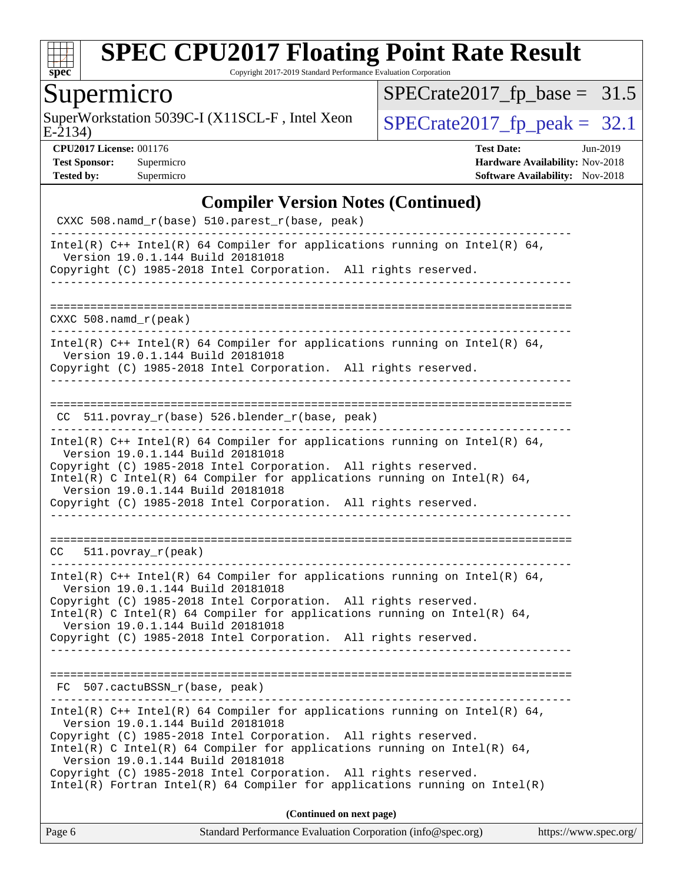# SPEC CPU2017 Floating Point Rate Result

Copyright 2017-2019 Standard Performance Evaluation Corporation

## Supermicro

SuperWorkstation 5039C-I (X11SCL-F , Intel Xeon E-2134)

SPECrate2017_fp_base = 31.5

SPECrate2017_fp_peak = 32.1

**CPU2017 License:** 001176
**Test Sponsor:** Supermicro
**Tested by:** Supermicro

**Test Date:** Jun-2019
**Hardware Availability:** Nov-2018
**Software Availability:** Nov-2018

## Compiler Version Notes (Continued)

```
 CXXC 508.namd_r(base) 510.parest_r(base, peak)
------------------------------------------------------------------------------
Intel(R) C++ Intel(R) 64 Compiler for applications running on Intel(R) 64,
  Version 19.0.1.144 Build 20181018
Copyright (C) 1985-2018 Intel Corporation.  All rights reserved.
------------------------------------------------------------------------------

==============================================================================
CXXC 508.namd_r(peak)
------------------------------------------------------------------------------
Intel(R) C++ Intel(R) 64 Compiler for applications running on Intel(R) 64,
  Version 19.0.1.144 Build 20181018
Copyright (C) 1985-2018 Intel Corporation.  All rights reserved.
------------------------------------------------------------------------------

==============================================================================
 CC  511.povray_r(base) 526.blender_r(base, peak)
------------------------------------------------------------------------------
Intel(R) C++ Intel(R) 64 Compiler for applications running on Intel(R) 64,
  Version 19.0.1.144 Build 20181018
Copyright (C) 1985-2018 Intel Corporation.  All rights reserved.
Intel(R) C Intel(R) 64 Compiler for applications running on Intel(R) 64,
  Version 19.0.1.144 Build 20181018
Copyright (C) 1985-2018 Intel Corporation.  All rights reserved.
------------------------------------------------------------------------------

==============================================================================
CC   511.povray_r(peak)
------------------------------------------------------------------------------
Intel(R) C++ Intel(R) 64 Compiler for applications running on Intel(R) 64,
  Version 19.0.1.144 Build 20181018
Copyright (C) 1985-2018 Intel Corporation.  All rights reserved.
Intel(R) C Intel(R) 64 Compiler for applications running on Intel(R) 64,
  Version 19.0.1.144 Build 20181018
Copyright (C) 1985-2018 Intel Corporation.  All rights reserved.
------------------------------------------------------------------------------

==============================================================================
 FC  507.cactuBSSN_r(base, peak)
------------------------------------------------------------------------------
Intel(R) C++ Intel(R) 64 Compiler for applications running on Intel(R) 64,
  Version 19.0.1.144 Build 20181018
Copyright (C) 1985-2018 Intel Corporation.  All rights reserved.
Intel(R) C Intel(R) 64 Compiler for applications running on Intel(R) 64,
  Version 19.0.1.144 Build 20181018
Copyright (C) 1985-2018 Intel Corporation.  All rights reserved.
Intel(R) Fortran Intel(R) 64 Compiler for applications running on Intel(R)
```

**(Continued on next page)**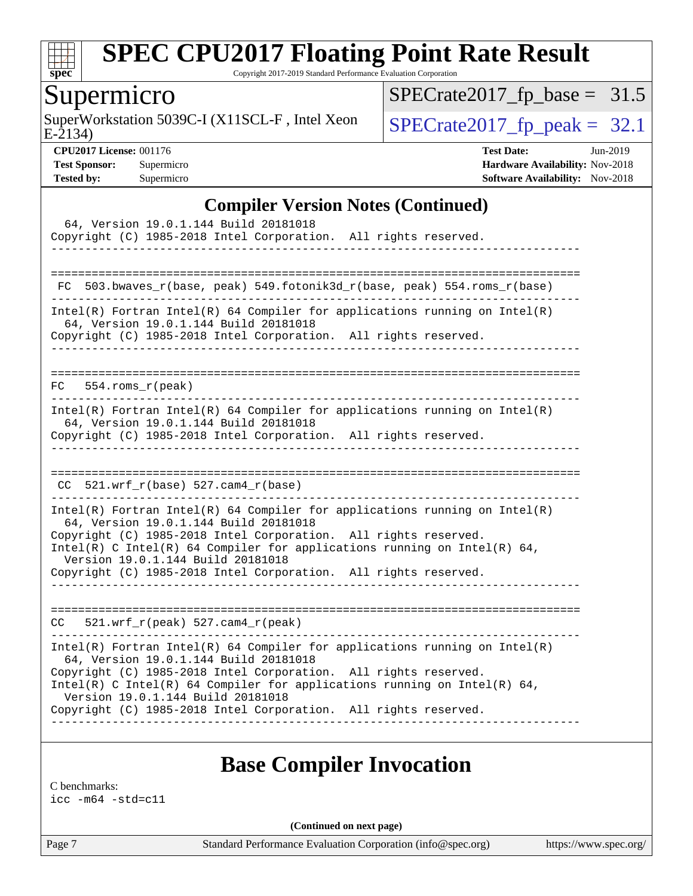# SPEC CPU2017 Floating Point Rate Result

Copyright 2017-2019 Standard Performance Evaluation Corporation

## Supermicro

SuperWorkstation 5039C-I (X11SCL-F , Intel Xeon E-2134)

SPECrate2017_fp_base = 31.5

SPECrate2017_fp_peak = 32.1

**CPU2017 License:** 001176
**Test Sponsor:** Supermicro
**Tested by:** Supermicro

**Test Date:** Jun-2019
**Hardware Availability:** Nov-2018
**Software Availability:** Nov-2018

## Compiler Version Notes (Continued)

```
  64, Version 19.0.1.144 Build 20181018
Copyright (C) 1985-2018 Intel Corporation.  All rights reserved.
------------------------------------------------------------------------------

==============================================================================
 FC  503.bwaves_r(base, peak) 549.fotonik3d_r(base, peak) 554.roms_r(base)
------------------------------------------------------------------------------
Intel(R) Fortran Intel(R) 64 Compiler for applications running on Intel(R)
  64, Version 19.0.1.144 Build 20181018
Copyright (C) 1985-2018 Intel Corporation.  All rights reserved.
------------------------------------------------------------------------------

==============================================================================
FC   554.roms_r(peak)
------------------------------------------------------------------------------
Intel(R) Fortran Intel(R) 64 Compiler for applications running on Intel(R)
  64, Version 19.0.1.144 Build 20181018
Copyright (C) 1985-2018 Intel Corporation.  All rights reserved.
------------------------------------------------------------------------------

==============================================================================
 CC  521.wrf_r(base) 527.cam4_r(base)
------------------------------------------------------------------------------
Intel(R) Fortran Intel(R) 64 Compiler for applications running on Intel(R)
  64, Version 19.0.1.144 Build 20181018
Copyright (C) 1985-2018 Intel Corporation.  All rights reserved.
Intel(R) C Intel(R) 64 Compiler for applications running on Intel(R) 64,
  Version 19.0.1.144 Build 20181018
Copyright (C) 1985-2018 Intel Corporation.  All rights reserved.
------------------------------------------------------------------------------

==============================================================================
CC   521.wrf_r(peak) 527.cam4_r(peak)
------------------------------------------------------------------------------
Intel(R) Fortran Intel(R) 64 Compiler for applications running on Intel(R)
  64, Version 19.0.1.144 Build 20181018
Copyright (C) 1985-2018 Intel Corporation.  All rights reserved.
Intel(R) C Intel(R) 64 Compiler for applications running on Intel(R) 64,
  Version 19.0.1.144 Build 20181018
Copyright (C) 1985-2018 Intel Corporation.  All rights reserved.
------------------------------------------------------------------------------
```

## Base Compiler Invocation

C benchmarks:
icc -m64 -std=c11

**(Continued on next page)**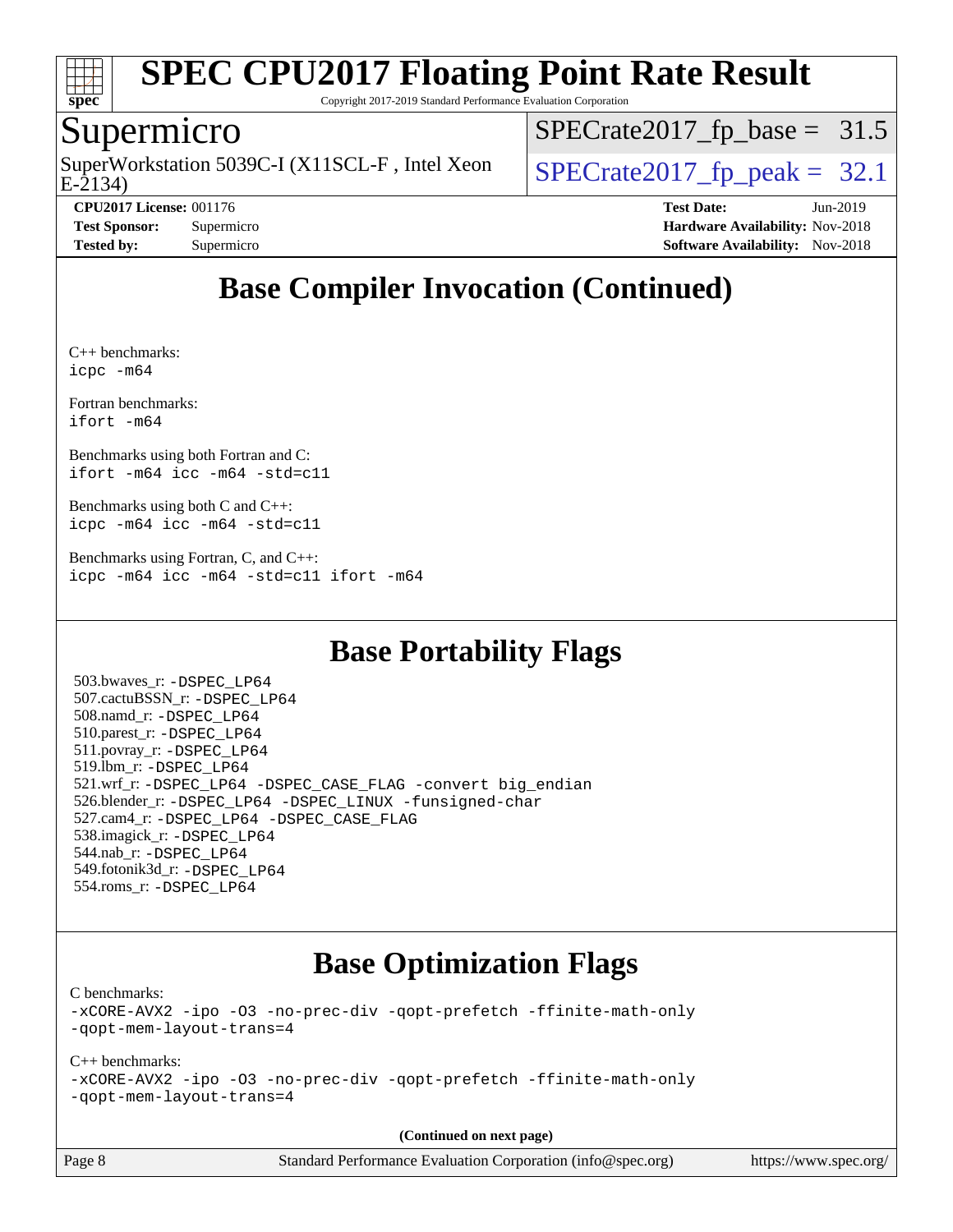## Base Compiler Invocation (Continued)

C++ benchmarks:
`icpc -m64`

Fortran benchmarks:
`ifort -m64`

Benchmarks using both Fortran and C:
`ifort -m64 icc -m64 -std=c11`

Benchmarks using both C and C++:
`icpc -m64 icc -m64 -std=c11`

Benchmarks using Fortran, C, and C++:
`icpc -m64 icc -m64 -std=c11 ifort -m64`

## Base Portability Flags

503.bwaves_r: -DSPEC_LP64
507.cactuBSSN_r: -DSPEC_LP64
508.namd_r: -DSPEC_LP64
510.parest_r: -DSPEC_LP64
511.povray_r: -DSPEC_LP64
519.lbm_r: -DSPEC_LP64
521.wrf_r: -DSPEC_LP64 -DSPEC_CASE_FLAG -convert big_endian
526.blender_r: -DSPEC_LP64 -DSPEC_LINUX -funsigned-char
527.cam4_r: -DSPEC_LP64 -DSPEC_CASE_FLAG
538.imagick_r: -DSPEC_LP64
544.nab_r: -DSPEC_LP64
549.fotonik3d_r: -DSPEC_LP64
554.roms_r: -DSPEC_LP64

## Base Optimization Flags

C benchmarks:
`-xCORE-AVX2 -ipo -O3 -no-prec-div -qopt-prefetch -ffinite-math-only -qopt-mem-layout-trans=4`

C++ benchmarks:
`-xCORE-AVX2 -ipo -O3 -no-prec-div -qopt-prefetch -ffinite-math-only -qopt-mem-layout-trans=4`

**(Continued on next page)**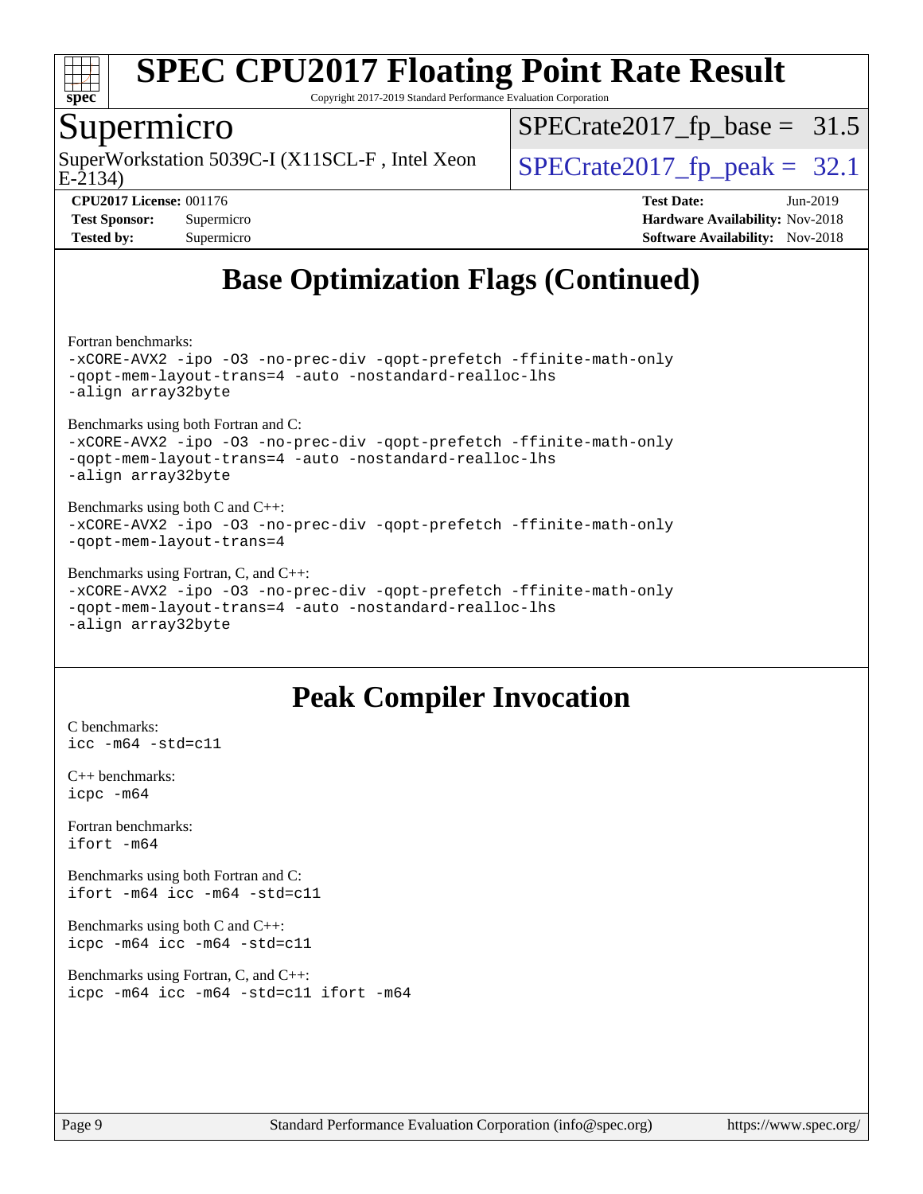# SPEC CPU2017 Floating Point Rate Result

Copyright 2017-2019 Standard Performance Evaluation Corporation

## Supermicro

SuperWorkstation 5039C-I (X11SCL-F , Intel Xeon E-2134)

SPECrate2017_fp_base = 31.5

SPECrate2017_fp_peak = 32.1

**CPU2017 License:** 001176
**Test Sponsor:** Supermicro
**Tested by:** Supermicro

**Test Date:** Jun-2019
**Hardware Availability:** Nov-2018
**Software Availability:** Nov-2018

## Base Optimization Flags (Continued)

Fortran benchmarks:

```
-xCORE-AVX2 -ipo -O3 -no-prec-div -qopt-prefetch -ffinite-math-only
-qopt-mem-layout-trans=4 -auto -nostandard-realloc-lhs
-align array32byte
```

Benchmarks using both Fortran and C:

```
-xCORE-AVX2 -ipo -O3 -no-prec-div -qopt-prefetch -ffinite-math-only
-qopt-mem-layout-trans=4 -auto -nostandard-realloc-lhs
-align array32byte
```

Benchmarks using both C and C++:

```
-xCORE-AVX2 -ipo -O3 -no-prec-div -qopt-prefetch -ffinite-math-only
-qopt-mem-layout-trans=4
```

Benchmarks using Fortran, C, and C++:

```
-xCORE-AVX2 -ipo -O3 -no-prec-div -qopt-prefetch -ffinite-math-only
-qopt-mem-layout-trans=4 -auto -nostandard-realloc-lhs
-align array32byte
```

## Peak Compiler Invocation

C benchmarks:

```
icc -m64 -std=c11
```

C++ benchmarks:

```
icpc -m64
```

Fortran benchmarks:

```
ifort -m64
```

Benchmarks using both Fortran and C:

```
ifort -m64 icc -m64 -std=c11
```

Benchmarks using both C and C++:

```
icpc -m64 icc -m64 -std=c11
```

Benchmarks using Fortran, C, and C++:

```
icpc -m64 icc -m64 -std=c11 ifort -m64
```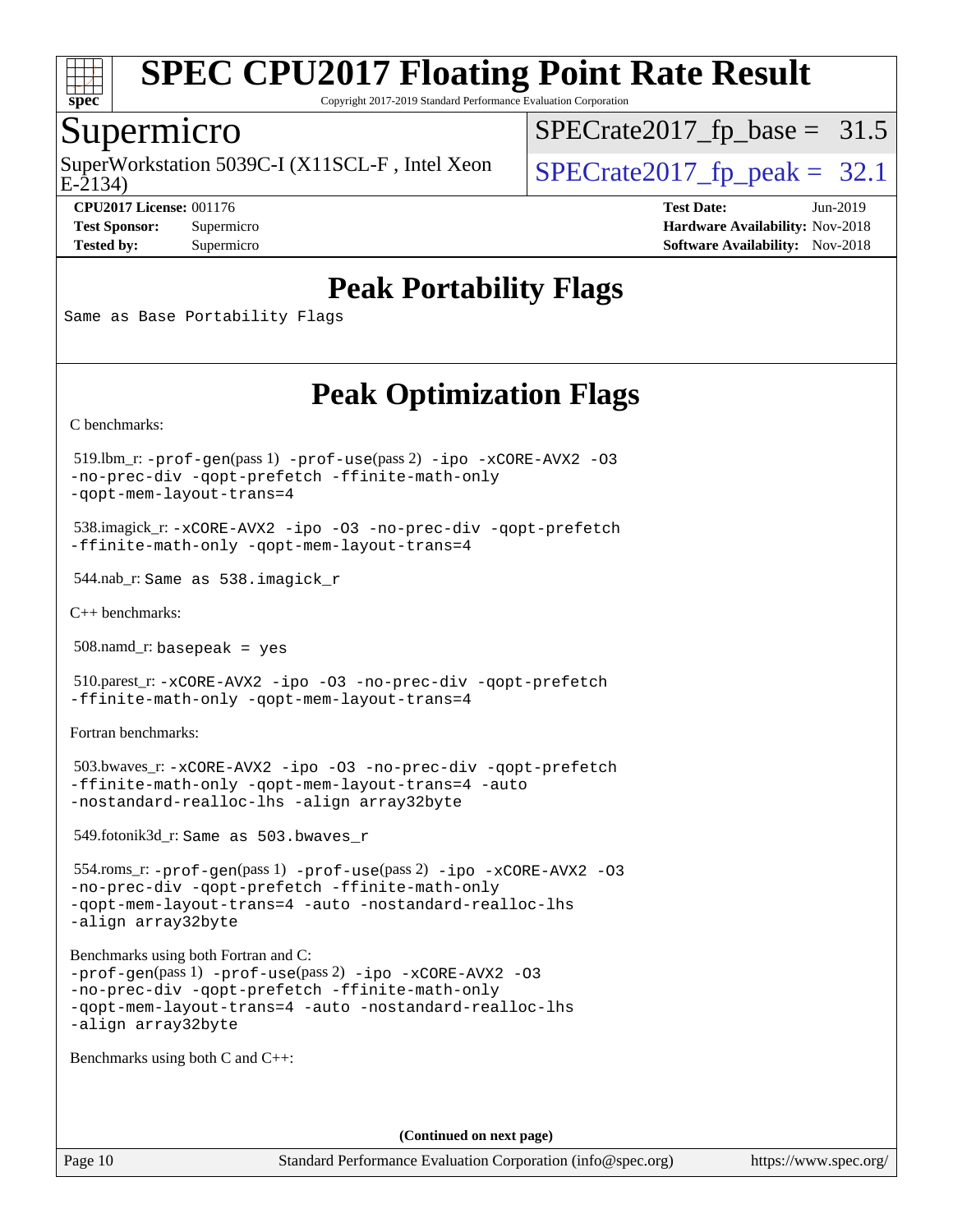# SPEC CPU2017 Floating Point Rate Result

Copyright 2017-2019 Standard Performance Evaluation Corporation

## Supermicro

SuperWorkstation 5039C-I (X11SCL-F , Intel Xeon E-2134)

SPECrate2017_fp_base = 31.5

SPECrate2017_fp_peak = 32.1

**CPU2017 License:** 001176
**Test Sponsor:** Supermicro
**Tested by:** Supermicro

**Test Date:** Jun-2019
**Hardware Availability:** Nov-2018
**Software Availability:** Nov-2018

## Peak Portability Flags

```
Same as Base Portability Flags
```

## Peak Optimization Flags

C benchmarks:

519.lbm_r: `-prof-gen`(pass 1) `-prof-use`(pass 2) `-ipo -xCORE-AVX2 -O3 -no-prec-div -qopt-prefetch -ffinite-math-only -qopt-mem-layout-trans=4`

538.imagick_r: `-xCORE-AVX2 -ipo -O3 -no-prec-div -qopt-prefetch -ffinite-math-only -qopt-mem-layout-trans=4`

544.nab_r: `Same as 538.imagick_r`

C++ benchmarks:

508.namd_r: `basepeak = yes`

510.parest_r: `-xCORE-AVX2 -ipo -O3 -no-prec-div -qopt-prefetch -ffinite-math-only -qopt-mem-layout-trans=4`

Fortran benchmarks:

503.bwaves_r: `-xCORE-AVX2 -ipo -O3 -no-prec-div -qopt-prefetch -ffinite-math-only -qopt-mem-layout-trans=4 -auto -nostandard-realloc-lhs -align array32byte`

549.fotonik3d_r: `Same as 503.bwaves_r`

554.roms_r: `-prof-gen`(pass 1) `-prof-use`(pass 2) `-ipo -xCORE-AVX2 -O3 -no-prec-div -qopt-prefetch -ffinite-math-only -qopt-mem-layout-trans=4 -auto -nostandard-realloc-lhs -align array32byte`

Benchmarks using both Fortran and C:
`-prof-gen`(pass 1) `-prof-use`(pass 2) `-ipo -xCORE-AVX2 -O3 -no-prec-div -qopt-prefetch -ffinite-math-only -qopt-mem-layout-trans=4 -auto -nostandard-realloc-lhs -align array32byte`

Benchmarks using both C and C++:

**(Continued on next page)**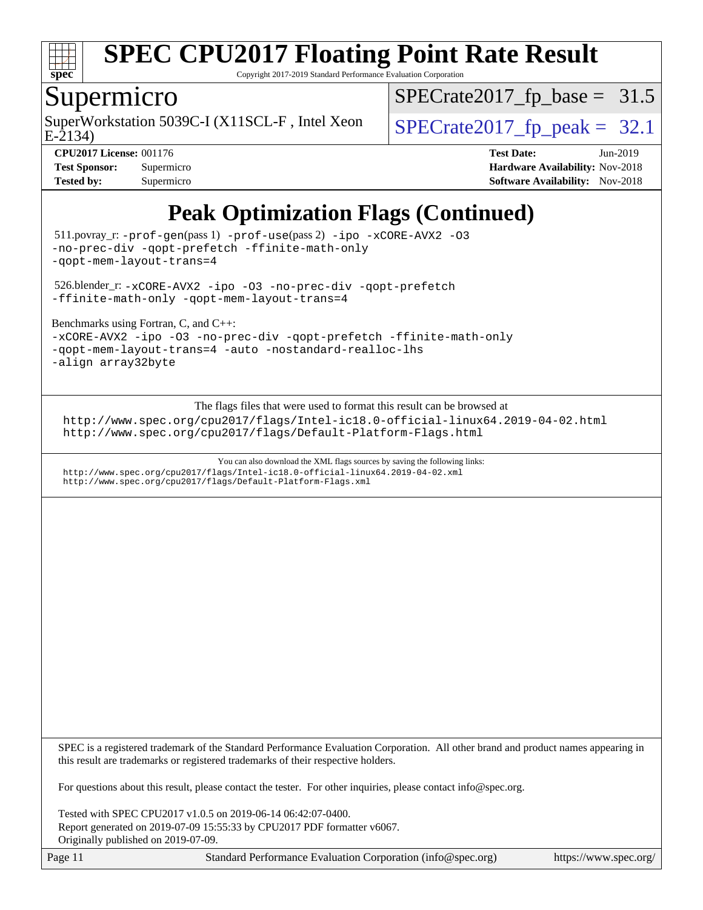# SPEC CPU2017 Floating Point Rate Result

Copyright 2017-2019 Standard Performance Evaluation Corporation

## Supermicro

SuperWorkstation 5039C-I (X11SCL-F , Intel Xeon E-2134)

SPECrate2017_fp_base = 31.5

SPECrate2017_fp_peak = 32.1

**CPU2017 License:** 001176
**Test Sponsor:** Supermicro
**Tested by:** Supermicro

**Test Date:** Jun-2019
**Hardware Availability:** Nov-2018
**Software Availability:** Nov-2018

## Peak Optimization Flags (Continued)

511.povray_r: -prof-gen(pass 1) -prof-use(pass 2) -ipo -xCORE-AVX2 -O3 -no-prec-div -qopt-prefetch -ffinite-math-only -qopt-mem-layout-trans=4

526.blender_r: -xCORE-AVX2 -ipo -O3 -no-prec-div -qopt-prefetch -ffinite-math-only -qopt-mem-layout-trans=4

Benchmarks using Fortran, C, and C++:
-xCORE-AVX2 -ipo -O3 -no-prec-div -qopt-prefetch -ffinite-math-only -qopt-mem-layout-trans=4 -auto -nostandard-realloc-lhs -align array32byte

The flags files that were used to format this result can be browsed at
http://www.spec.org/cpu2017/flags/Intel-ic18.0-official-linux64.2019-04-02.html
http://www.spec.org/cpu2017/flags/Default-Platform-Flags.html

You can also download the XML flags sources by saving the following links:
http://www.spec.org/cpu2017/flags/Intel-ic18.0-official-linux64.2019-04-02.xml
http://www.spec.org/cpu2017/flags/Default-Platform-Flags.xml

SPEC is a registered trademark of the Standard Performance Evaluation Corporation. All other brand and product names appearing in this result are trademarks or registered trademarks of their respective holders.

For questions about this result, please contact the tester. For other inquiries, please contact info@spec.org.

Tested with SPEC CPU2017 v1.0.5 on 2019-06-14 06:42:07-0400.
Report generated on 2019-07-09 15:55:33 by CPU2017 PDF formatter v6067.
Originally published on 2019-07-09.